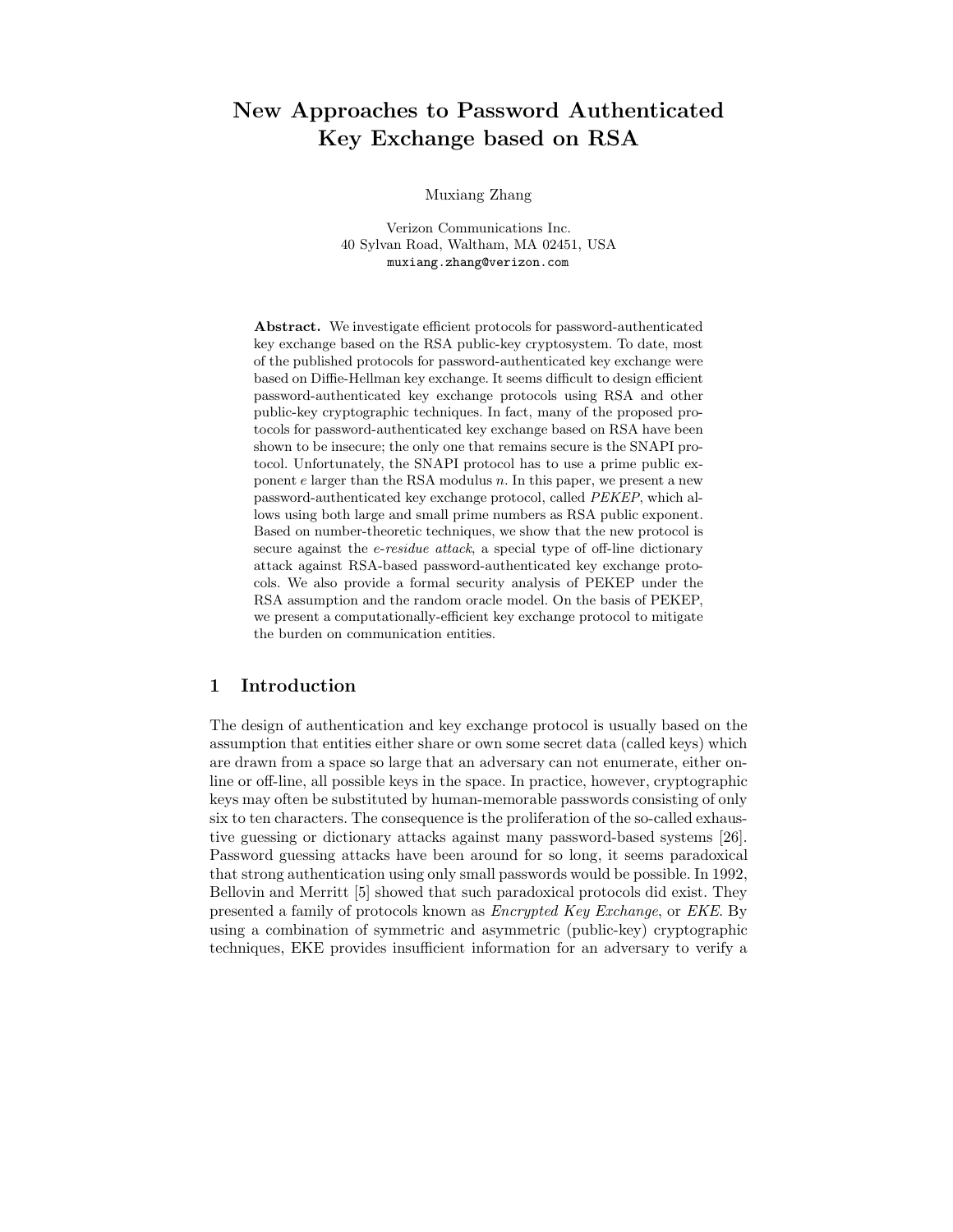# New Approaches to Password Authenticated Key Exchange based on RSA

Muxiang Zhang

Verizon Communications Inc.
40 Sylvan Road, Waltham, MA 02451, USA
muxiang.zhang@verizon.com

**Abstract.** We investigate efficient protocols for password-authenticated key exchange based on the RSA public-key cryptosystem. To date, most of the published protocols for password-authenticated key exchange were based on Diffie-Hellman key exchange. It seems difficult to design efficient password-authenticated key exchange protocols using RSA and other public-key cryptographic techniques. In fact, many of the proposed protocols for password-authenticated key exchange based on RSA have been shown to be insecure; the only one that remains secure is the SNAPI protocol. Unfortunately, the SNAPI protocol has to use a prime public exponent $e$ larger than the RSA modulus $n$. In this paper, we present a new password-authenticated key exchange protocol, called *PEKEP*, which allows using both large and small prime numbers as RSA public exponent. Based on number-theoretic techniques, we show that the new protocol is secure against the *e-residue attack*, a special type of off-line dictionary attack against RSA-based password-authenticated key exchange protocols. We also provide a formal security analysis of PEKEP under the RSA assumption and the random oracle model. On the basis of PEKEP, we present a computationally-efficient key exchange protocol to mitigate the burden on communication entities.

## 1 Introduction

The design of authentication and key exchange protocol is usually based on the assumption that entities either share or own some secret data (called keys) which are drawn from a space so large that an adversary can not enumerate, either on-line or off-line, all possible keys in the space. In practice, however, cryptographic keys may often be substituted by human-memorable passwords consisting of only six to ten characters. The consequence is the proliferation of the so-called exhaustive guessing or dictionary attacks against many password-based systems [26]. Password guessing attacks have been around for so long, it seems paradoxical that strong authentication using only small passwords would be possible. In 1992, Bellovin and Merritt [5] showed that such paradoxical protocols did exist. They presented a family of protocols known as *Encrypted Key Exchange*, or *EKE*. By using a combination of symmetric and asymmetric (public-key) cryptographic techniques, EKE provides insufficient information for an adversary to verify a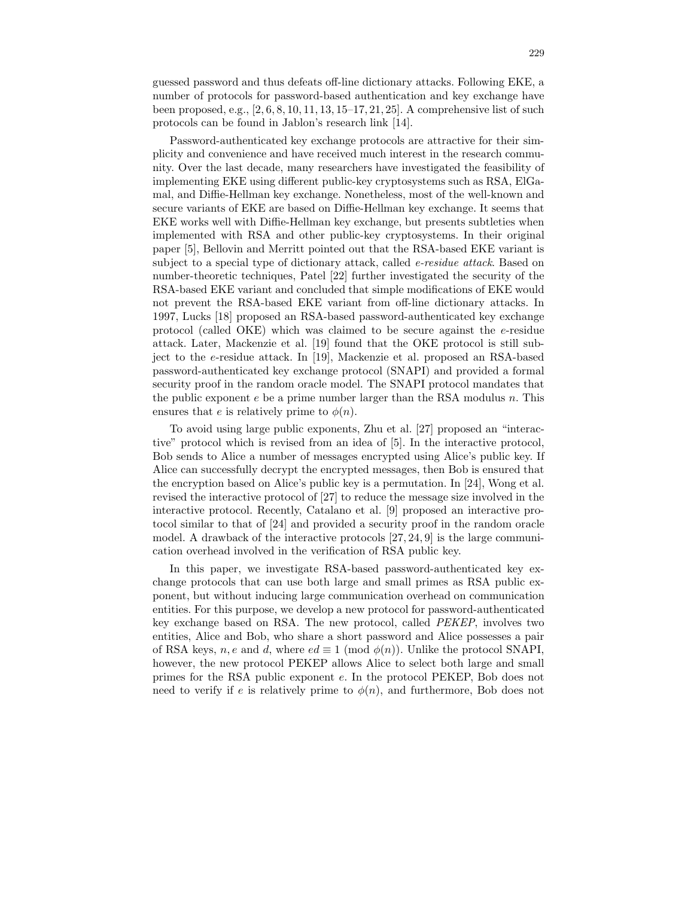guessed password and thus defeats off-line dictionary attacks. Following EKE, a number of protocols for password-based authentication and key exchange have been proposed, e.g., [2, 6, 8, 10, 11, 13, 15–17, 21, 25]. A comprehensive list of such protocols can be found in Jablon's research link [14].

Password-authenticated key exchange protocols are attractive for their simplicity and convenience and have received much interest in the research community. Over the last decade, many researchers have investigated the feasibility of implementing EKE using different public-key cryptosystems such as RSA, ElGamal, and Diffie-Hellman key exchange. Nonetheless, most of the well-known and secure variants of EKE are based on Diffie-Hellman key exchange. It seems that EKE works well with Diffie-Hellman key exchange, but presents subtleties when implemented with RSA and other public-key cryptosystems. In their original paper [5], Bellovin and Merritt pointed out that the RSA-based EKE variant is subject to a special type of dictionary attack, called *e-residue attack*. Based on number-theoretic techniques, Patel [22] further investigated the security of the RSA-based EKE variant and concluded that simple modifications of EKE would not prevent the RSA-based EKE variant from off-line dictionary attacks. In 1997, Lucks [18] proposed an RSA-based password-authenticated key exchange protocol (called OKE) which was claimed to be secure against the $e$-residue attack. Later, Mackenzie et al. [19] found that the OKE protocol is still subject to the $e$-residue attack. In [19], Mackenzie et al. proposed an RSA-based password-authenticated key exchange protocol (SNAPI) and provided a formal security proof in the random oracle model. The SNAPI protocol mandates that the public exponent $e$ be a prime number larger than the RSA modulus $n$. This ensures that $e$ is relatively prime to $\phi(n)$.

To avoid using large public exponents, Zhu et al. [27] proposed an "interactive" protocol which is revised from an idea of [5]. In the interactive protocol, Bob sends to Alice a number of messages encrypted using Alice's public key. If Alice can successfully decrypt the encrypted messages, then Bob is ensured that the encryption based on Alice's public key is a permutation. In [24], Wong et al. revised the interactive protocol of [27] to reduce the message size involved in the interactive protocol. Recently, Catalano et al. [9] proposed an interactive protocol similar to that of [24] and provided a security proof in the random oracle model. A drawback of the interactive protocols [27, 24, 9] is the large communication overhead involved in the verification of RSA public key.

In this paper, we investigate RSA-based password-authenticated key exchange protocols that can use both large and small primes as RSA public exponent, but without inducing large communication overhead on communication entities. For this purpose, we develop a new protocol for password-authenticated key exchange based on RSA. The new protocol, called *PEKEP*, involves two entities, Alice and Bob, who share a short password and Alice possesses a pair of RSA keys, $n, e$ and $d$, where $ed \equiv 1 \pmod{\phi(n)}$. Unlike the protocol SNAPI, however, the new protocol PEKEP allows Alice to select both large and small primes for the RSA public exponent $e$. In the protocol PEKEP, Bob does not need to verify if $e$ is relatively prime to $\phi(n)$, and furthermore, Bob does not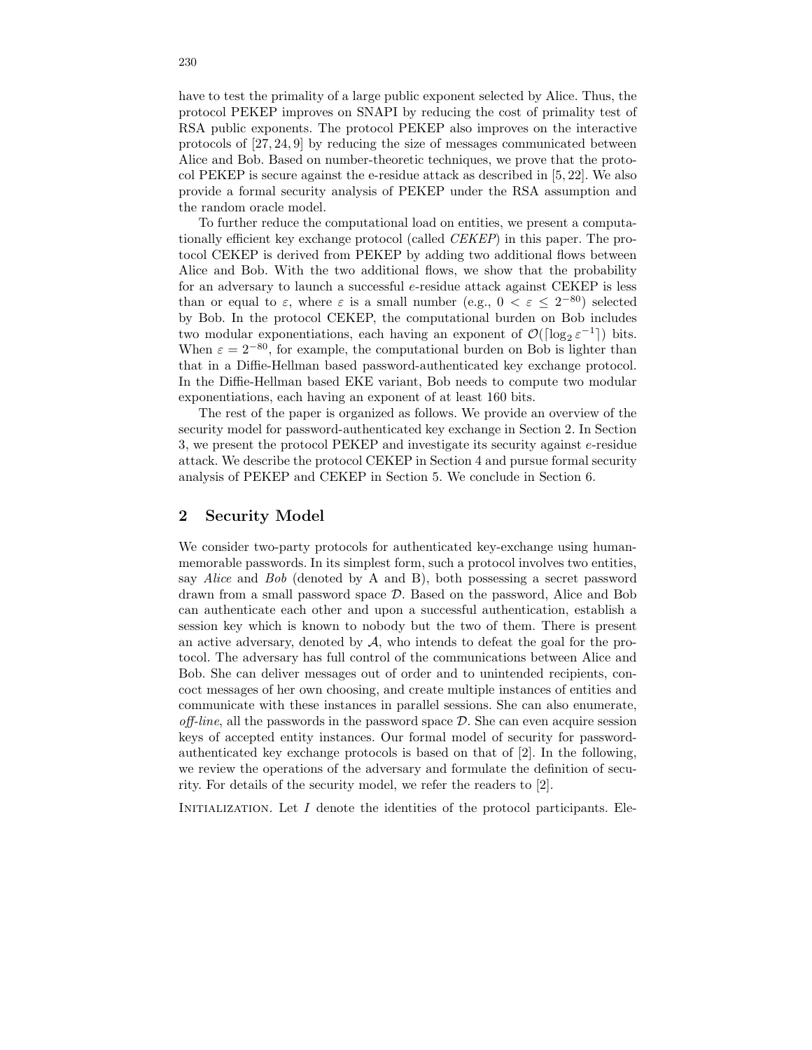have to test the primality of a large public exponent selected by Alice. Thus, the protocol PEKEP improves on SNAPI by reducing the cost of primality test of RSA public exponents. The protocol PEKEP also improves on the interactive protocols of [27, 24, 9] by reducing the size of messages communicated between Alice and Bob. Based on number-theoretic techniques, we prove that the protocol PEKEP is secure against the e-residue attack as described in [5, 22]. We also provide a formal security analysis of PEKEP under the RSA assumption and the random oracle model.

To further reduce the computational load on entities, we present a computationally efficient key exchange protocol (called *CEKEP*) in this paper. The protocol CEKEP is derived from PEKEP by adding two additional flows between Alice and Bob. With the two additional flows, we show that the probability for an adversary to launch a successful $e$-residue attack against CEKEP is less than or equal to $\varepsilon$, where $\varepsilon$ is a small number (e.g., $0 < \varepsilon \leq 2^{-80}$) selected by Bob. In the protocol CEKEP, the computational burden on Bob includes two modular exponentiations, each having an exponent of $\mathcal{O}(\lceil \log_2 \varepsilon^{-1} \rceil)$ bits. When $\varepsilon = 2^{-80}$, for example, the computational burden on Bob is lighter than that in a Diffie-Hellman based password-authenticated key exchange protocol. In the Diffie-Hellman based EKE variant, Bob needs to compute two modular exponentiations, each having an exponent of at least 160 bits.

The rest of the paper is organized as follows. We provide an overview of the security model for password-authenticated key exchange in Section 2. In Section 3, we present the protocol PEKEP and investigate its security against $e$-residue attack. We describe the protocol CEKEP in Section 4 and pursue formal security analysis of PEKEP and CEKEP in Section 5. We conclude in Section 6.

## 2 Security Model

We consider two-party protocols for authenticated key-exchange using human-memorable passwords. In its simplest form, such a protocol involves two entities, say *Alice* and *Bob* (denoted by A and B), both possessing a secret password drawn from a small password space $\mathcal{D}$. Based on the password, Alice and Bob can authenticate each other and upon a successful authentication, establish a session key which is known to nobody but the two of them. There is present an active adversary, denoted by $\mathcal{A}$, who intends to defeat the goal for the protocol. The adversary has full control of the communications between Alice and Bob. She can deliver messages out of order and to unintended recipients, concoct messages of her own choosing, and create multiple instances of entities and communicate with these instances in parallel sessions. She can also enumerate, *off-line*, all the passwords in the password space $\mathcal{D}$. She can even acquire session keys of accepted entity instances. Our formal model of security for password-authenticated key exchange protocols is based on that of [2]. In the following, we review the operations of the adversary and formulate the definition of security. For details of the security model, we refer the readers to [2].

Initialization. Let $I$ denote the identities of the protocol participants. Ele-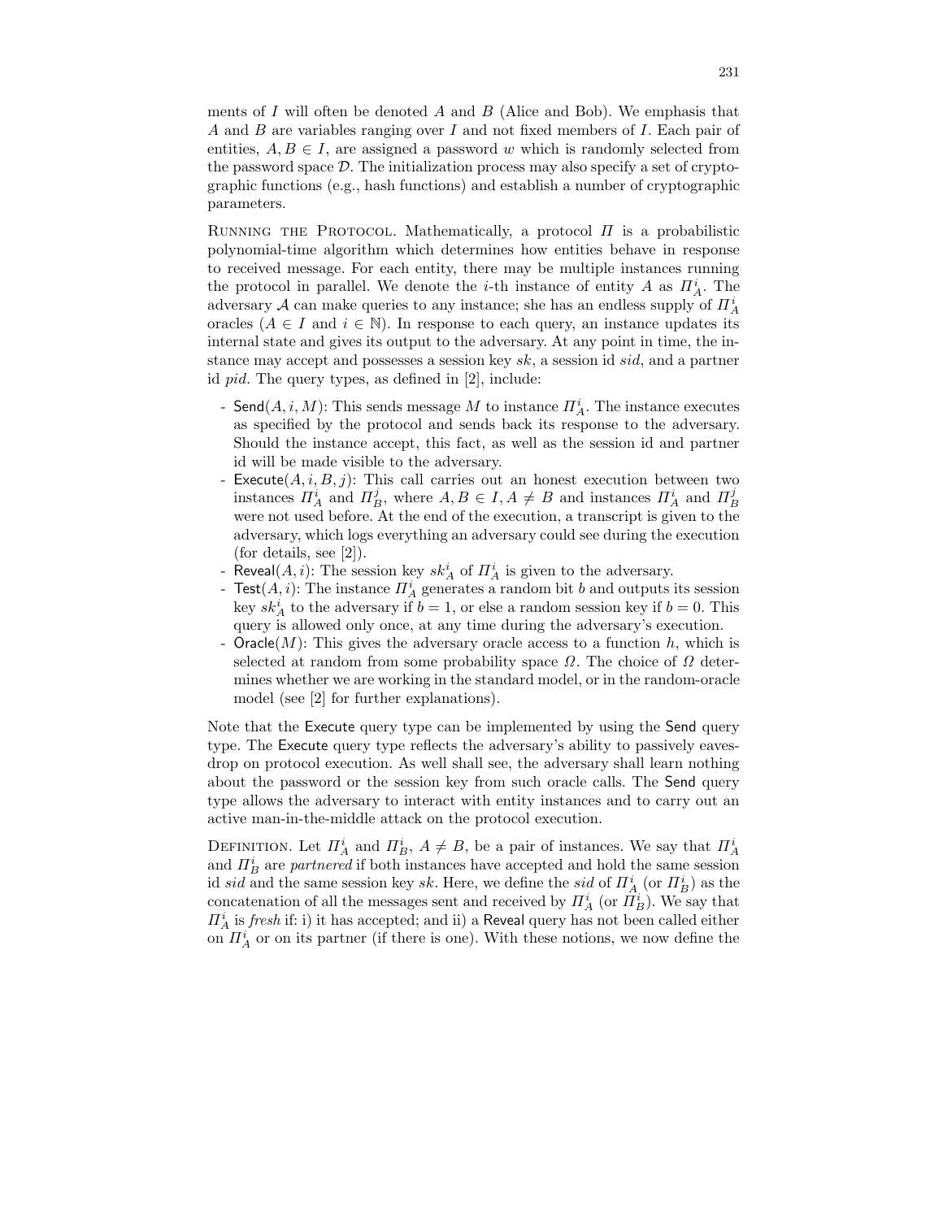ments of $I$ will often be denoted $A$ and $B$ (Alice and Bob). We emphasis that $A$ and $B$ are variables ranging over $I$ and not fixed members of $I$. Each pair of entities, $A, B \in I$, are assigned a password $w$ which is randomly selected from the password space $\mathcal{D}$. The initialization process may also specify a set of cryptographic functions (e.g., hash functions) and establish a number of cryptographic parameters.

Running the Protocol. Mathematically, a protocol $\Pi$ is a probabilistic polynomial-time algorithm which determines how entities behave in response to received message. For each entity, there may be multiple instances running the protocol in parallel. We denote the $i$-th instance of entity $A$ as $\Pi_A^i$. The adversary $\mathcal{A}$ can make queries to any instance; she has an endless supply of $\Pi_A^i$ oracles ($A \in I$ and $i \in \mathbb{N}$). In response to each query, an instance updates its internal state and gives its output to the adversary. At any point in time, the instance may accept and possesses a session key $sk$, a session id $sid$, and a partner id $pid$. The query types, as defined in [2], include:

- $\mathsf{Send}(A, i, M)$: This sends message $M$ to instance $\Pi_A^i$. The instance executes as specified by the protocol and sends back its response to the adversary. Should the instance accept, this fact, as well as the session id and partner id will be made visible to the adversary.
- $\mathsf{Execute}(A, i, B, j)$: This call carries out an honest execution between two instances $\Pi_A^i$ and $\Pi_B^j$, where $A, B \in I, A \neq B$ and instances $\Pi_A^i$ and $\Pi_B^j$ were not used before. At the end of the execution, a transcript is given to the adversary, which logs everything an adversary could see during the execution (for details, see [2]).
- $\mathsf{Reveal}(A, i)$: The session key $sk_A^i$ of $\Pi_A^i$ is given to the adversary.
- $\mathsf{Test}(A, i)$: The instance $\Pi_A^i$ generates a random bit $b$ and outputs its session key $sk_A^i$ to the adversary if $b = 1$, or else a random session key if $b = 0$. This query is allowed only once, at any time during the adversary's execution.
- $\mathsf{Oracle}(M)$: This gives the adversary oracle access to a function $h$, which is selected at random from some probability space $\Omega$. The choice of $\Omega$ determines whether we are working in the standard model, or in the random-oracle model (see [2] for further explanations).

Note that the Execute query type can be implemented by using the Send query type. The Execute query type reflects the adversary's ability to passively eavesdrop on protocol execution. As well shall see, the adversary shall learn nothing about the password or the session key from such oracle calls. The Send query type allows the adversary to interact with entity instances and to carry out an active man-in-the-middle attack on the protocol execution.

Definition. Let $\Pi_A^i$ and $\Pi_B^i$, $A \neq B$, be a pair of instances. We say that $\Pi_A^i$ and $\Pi_B^i$ are *partnered* if both instances have accepted and hold the same session id $sid$ and the same session key $sk$. Here, we define the $sid$ of $\Pi_A^i$ (or $\Pi_B^i$) as the concatenation of all the messages sent and received by $\Pi_A^i$ (or $\Pi_B^i$). We say that $\Pi_A^i$ is *fresh* if: i) it has accepted; and ii) a Reveal query has not been called either on $\Pi_A^i$ or on its partner (if there is one). With these notions, we now define the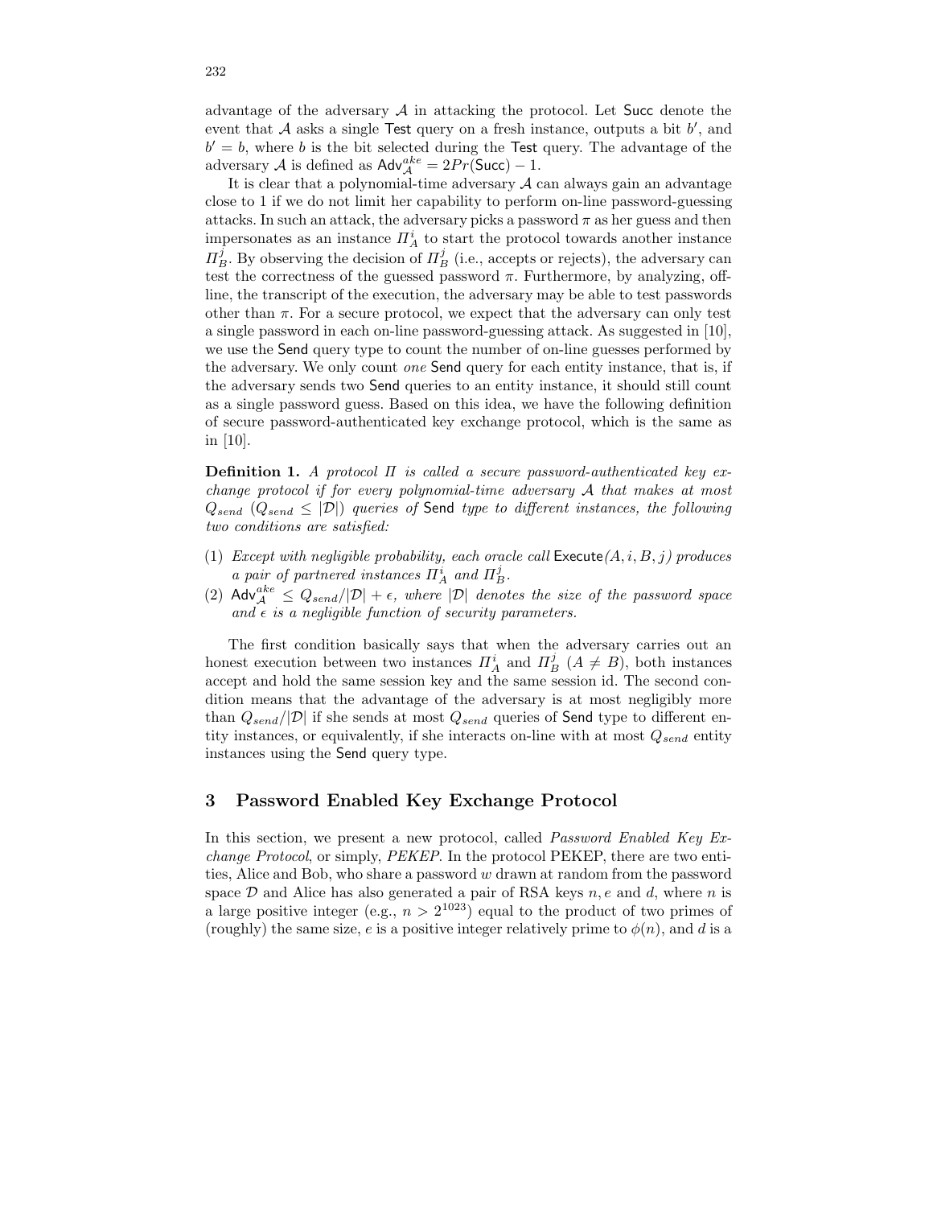advantage of the adversary $\mathcal{A}$ in attacking the protocol. Let Succ denote the event that $\mathcal{A}$ asks a single Test query on a fresh instance, outputs a bit $b'$, and $b' = b$, where $b$ is the bit selected during the Test query. The advantage of the adversary $\mathcal{A}$ is defined as $\mathsf{Adv}_{\mathcal{A}}^{ake} = 2Pr(\mathsf{Succ}) - 1$.

It is clear that a polynomial-time adversary $\mathcal{A}$ can always gain an advantage close to 1 if we do not limit her capability to perform on-line password-guessing attacks. In such an attack, the adversary picks a password $\pi$ as her guess and then impersonates as an instance $\Pi_A^i$ to start the protocol towards another instance $\Pi_B^j$. By observing the decision of $\Pi_B^j$ (i.e., accepts or rejects), the adversary can test the correctness of the guessed password $\pi$. Furthermore, by analyzing, off-line, the transcript of the execution, the adversary may be able to test passwords other than $\pi$. For a secure protocol, we expect that the adversary can only test a single password in each on-line password-guessing attack. As suggested in [10], we use the Send query type to count the number of on-line guesses performed by the adversary. We only count *one* Send query for each entity instance, that is, if the adversary sends two Send queries to an entity instance, it should still count as a single password guess. Based on this idea, we have the following definition of secure password-authenticated key exchange protocol, which is the same as in [10].

**Definition 1.** *A protocol $\Pi$ is called a secure password-authenticated key exchange protocol if for every polynomial-time adversary $\mathcal{A}$ that makes at most $Q_{send}$ ($Q_{send} \leq |\mathcal{D}|$) queries of* Send *type to different instances, the following two conditions are satisfied:*

(1) *Except with negligible probability, each oracle call* Execute*$(A, i, B, j)$ produces a pair of partnered instances $\Pi_A^i$ and $\Pi_B^j$.*

(2) $\mathsf{Adv}_{\mathcal{A}}^{ake} \leq Q_{send}/|\mathcal{D}| + \epsilon$*, where $|\mathcal{D}|$ denotes the size of the password space and $\epsilon$ is a negligible function of security parameters.*

The first condition basically says that when the adversary carries out an honest execution between two instances $\Pi_A^i$ and $\Pi_B^j$ ($A \neq B$), both instances accept and hold the same session key and the same session id. The second condition means that the advantage of the adversary is at most negligibly more than $Q_{send}/|\mathcal{D}|$ if she sends at most $Q_{send}$ queries of Send type to different entity instances, or equivalently, if she interacts on-line with at most $Q_{send}$ entity instances using the Send query type.

## 3 Password Enabled Key Exchange Protocol

In this section, we present a new protocol, called *Password Enabled Key Exchange Protocol*, or simply, *PEKEP*. In the protocol PEKEP, there are two entities, Alice and Bob, who share a password $w$ drawn at random from the password space $\mathcal{D}$ and Alice has also generated a pair of RSA keys $n, e$ and $d$, where $n$ is a large positive integer (e.g., $n > 2^{1023}$) equal to the product of two primes of (roughly) the same size, $e$ is a positive integer relatively prime to $\phi(n)$, and $d$ is a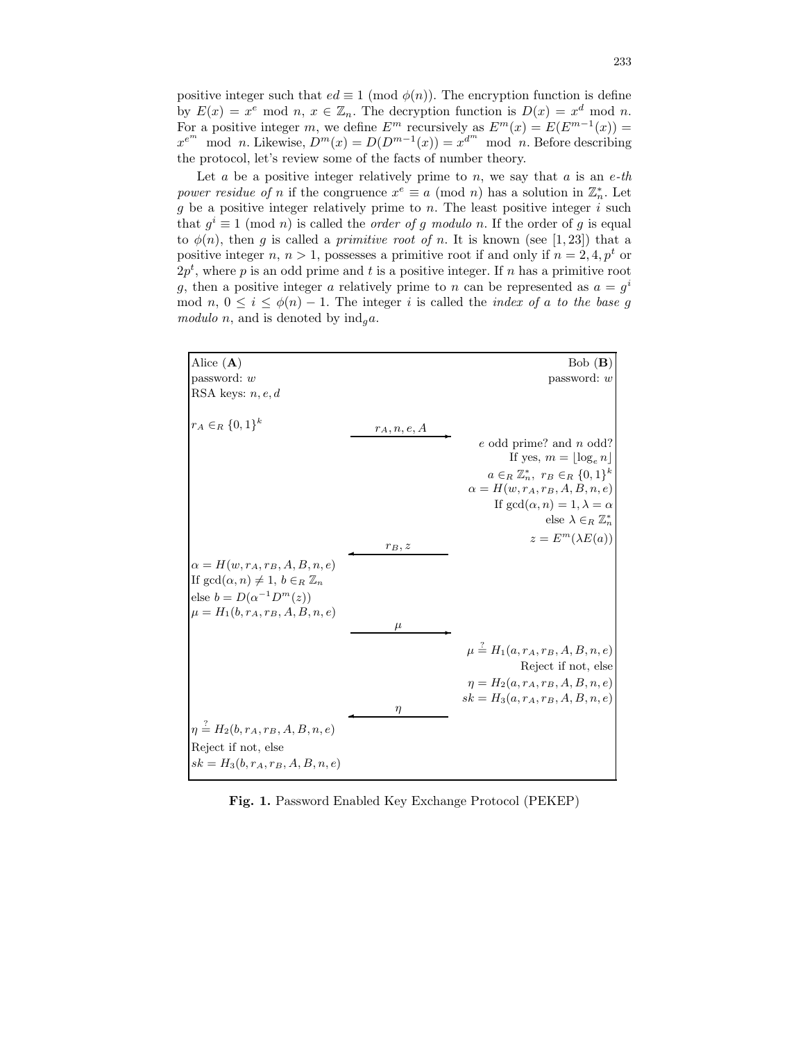positive integer such that $ed \equiv 1 \pmod{\phi(n)}$. The encryption function is define by $E(x) = x^e \bmod n$, $x \in \mathbb{Z}_n$. The decryption function is $D(x) = x^d \bmod n$. For a positive integer $m$, we define $E^m$ recursively as $E^m(x) = E(E^{m-1}(x)) = x^{e^m} \bmod n$. Likewise, $D^m(x) = D(D^{m-1}(x)) = x^{d^m} \bmod n$. Before describing the protocol, let's review some of the facts of number theory.

Let $a$ be a positive integer relatively prime to $n$, we say that $a$ is an *e-th power residue of n* if the congruence $x^e \equiv a \pmod{n}$ has a solution in $\mathbb{Z}_n^*$. Let $g$ be a positive integer relatively prime to $n$. The least positive integer $i$ such that $g^i \equiv 1 \pmod{n}$ is called the *order of g modulo n*. If the order of $g$ is equal to $\phi(n)$, then $g$ is called a *primitive root of n*. It is known (see [1,23]) that a positive integer $n$, $n > 1$, possesses a primitive root if and only if $n = 2, 4, p^t$ or $2p^t$, where $p$ is an odd prime and $t$ is a positive integer. If $n$ has a primitive root $g$, then a positive integer $a$ relatively prime to $n$ can be represented as $a = g^i \bmod n$, $0 \leq i \leq \phi(n) - 1$. The integer $i$ is called the *index of a to the base g modulo n*, and is denoted by $\mathrm{ind}_g a$.

| Alice (**A**) | | Bob (**B**) |
|---|---|---|
| password: $w$ | | password: $w$ |
| RSA keys: $n, e, d$ | | |
| $r_A \in_R \{0,1\}^k$ | $r_A, n, e, A$ → | |
| | | $e$ odd prime? and $n$ odd? |
| | | If yes, $m = \lfloor \log_e n \rfloor$ |
| | | $a \in_R \mathbb{Z}_n^*$, $r_B \in_R \{0,1\}^k$ |
| | | $\alpha = H(w, r_A, r_B, A, B, n, e)$ |
| | | If $\gcd(\alpha, n) = 1, \lambda = \alpha$ |
| | | else $\lambda \in_R \mathbb{Z}_n^*$ |
| | | $z = E^m(\lambda E(a))$ |
| | ← $r_B, z$ | |
| $\alpha = H(w, r_A, r_B, A, B, n, e)$ | | |
| If $\gcd(\alpha, n) \neq 1$, $b \in_R \mathbb{Z}_n$ | | |
| else $b = D(\alpha^{-1} D^m(z))$ | | |
| $\mu = H_1(b, r_A, r_B, A, B, n, e)$ | | |
| | $\mu$ → | |
| | | $\mu \stackrel{?}{=} H_1(a, r_A, r_B, A, B, n, e)$ |
| | | Reject if not, else |
| | | $\eta = H_2(a, r_A, r_B, A, B, n, e)$ |
| | | $sk = H_3(a, r_A, r_B, A, B, n, e)$ |
| | ← $\eta$ | |
| $\eta \stackrel{?}{=} H_2(b, r_A, r_B, A, B, n, e)$ | | |
| Reject if not, else | | |
| $sk = H_3(b, r_A, r_B, A, B, n, e)$ | | |

**Fig. 1.** Password Enabled Key Exchange Protocol (PEKEP)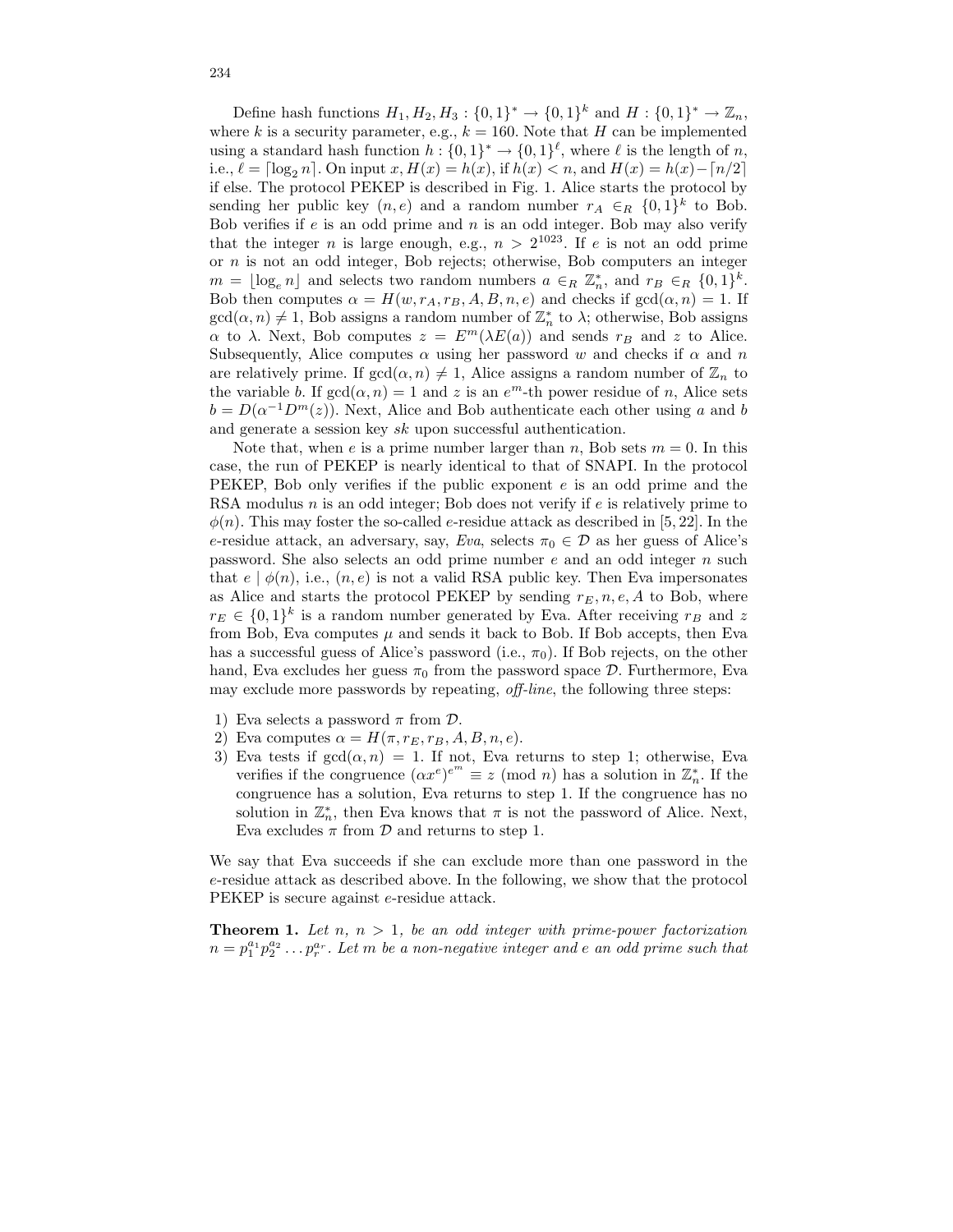Define hash functions $H_1, H_2, H_3 : \{0,1\}^* \to \{0,1\}^k$ and $H : \{0,1\}^* \to \mathbb{Z}_n$, where $k$ is a security parameter, e.g., $k = 160$. Note that $H$ can be implemented using a standard hash function $h : \{0,1\}^* \to \{0,1\}^\ell$, where $\ell$ is the length of $n$, i.e., $\ell = \lceil \log_2 n \rceil$. On input $x$, $H(x) = h(x)$, if $h(x) < n$, and $H(x) = h(x) - \lceil n/2 \rceil$ if else. The protocol PEKEP is described in Fig. 1. Alice starts the protocol by sending her public key $(n, e)$ and a random number $r_A \in_R \{0,1\}^k$ to Bob. Bob verifies if $e$ is an odd prime and $n$ is an odd integer. Bob may also verify that the integer $n$ is large enough, e.g., $n > 2^{1023}$. If $e$ is not an odd prime or $n$ is not an odd integer, Bob rejects; otherwise, Bob computers an integer $m = \lfloor \log_e n \rfloor$ and selects two random numbers $a \in_R \mathbb{Z}_n^*$, and $r_B \in_R \{0,1\}^k$. Bob then computes $\alpha = H(w, r_A, r_B, A, B, n, e)$ and checks if $\gcd(\alpha, n) = 1$. If $\gcd(\alpha, n) \neq 1$, Bob assigns a random number of $\mathbb{Z}_n^*$ to $\lambda$; otherwise, Bob assigns $\alpha$ to $\lambda$. Next, Bob computes $z = E^m(\lambda E(a))$ and sends $r_B$ and $z$ to Alice. Subsequently, Alice computes $\alpha$ using her password $w$ and checks if $\alpha$ and $n$ are relatively prime. If $\gcd(\alpha, n) \neq 1$, Alice assigns a random number of $\mathbb{Z}_n$ to the variable $b$. If $\gcd(\alpha, n) = 1$ and $z$ is an $e^m$-th power residue of $n$, Alice sets $b = D(\alpha^{-1} D^m(z))$. Next, Alice and Bob authenticate each other using $a$ and $b$ and generate a session key $sk$ upon successful authentication.

Note that, when $e$ is a prime number larger than $n$, Bob sets $m = 0$. In this case, the run of PEKEP is nearly identical to that of SNAPI. In the protocol PEKEP, Bob only verifies if the public exponent $e$ is an odd prime and the RSA modulus $n$ is an odd integer; Bob does not verify if $e$ is relatively prime to $\phi(n)$. This may foster the so-called $e$-residue attack as described in [5, 22]. In the $e$-residue attack, an adversary, say, *Eva*, selects $\pi_0 \in \mathcal{D}$ as her guess of Alice's password. She also selects an odd prime number $e$ and an odd integer $n$ such that $e \mid \phi(n)$, i.e., $(n, e)$ is not a valid RSA public key. Then Eva impersonates as Alice and starts the protocol PEKEP by sending $r_E, n, e, A$ to Bob, where $r_E \in \{0,1\}^k$ is a random number generated by Eva. After receiving $r_B$ and $z$ from Bob, Eva computes $\mu$ and sends it back to Bob. If Bob accepts, then Eva has a successful guess of Alice's password (i.e., $\pi_0$). If Bob rejects, on the other hand, Eva excludes her guess $\pi_0$ from the password space $\mathcal{D}$. Furthermore, Eva may exclude more passwords by repeating, *off-line*, the following three steps:

1) Eva selects a password $\pi$ from $\mathcal{D}$.
2) Eva computes $\alpha = H(\pi, r_E, r_B, A, B, n, e)$.
3) Eva tests if $\gcd(\alpha, n) = 1$. If not, Eva returns to step 1; otherwise, Eva verifies if the congruence $(\alpha x^e)^{e^m} \equiv z \pmod{n}$ has a solution in $\mathbb{Z}_n^*$. If the congruence has a solution, Eva returns to step 1. If the congruence has no solution in $\mathbb{Z}_n^*$, then Eva knows that $\pi$ is not the password of Alice. Next, Eva excludes $\pi$ from $\mathcal{D}$ and returns to step 1.

We say that Eva succeeds if she can exclude more than one password in the $e$-residue attack as described above. In the following, we show that the protocol PEKEP is secure against $e$-residue attack.

**Theorem 1.** *Let $n$, $n > 1$, be an odd integer with prime-power factorization $n = p_1^{a_1} p_2^{a_2} \ldots p_r^{a_r}$. Let $m$ be a non-negative integer and $e$ an odd prime such that*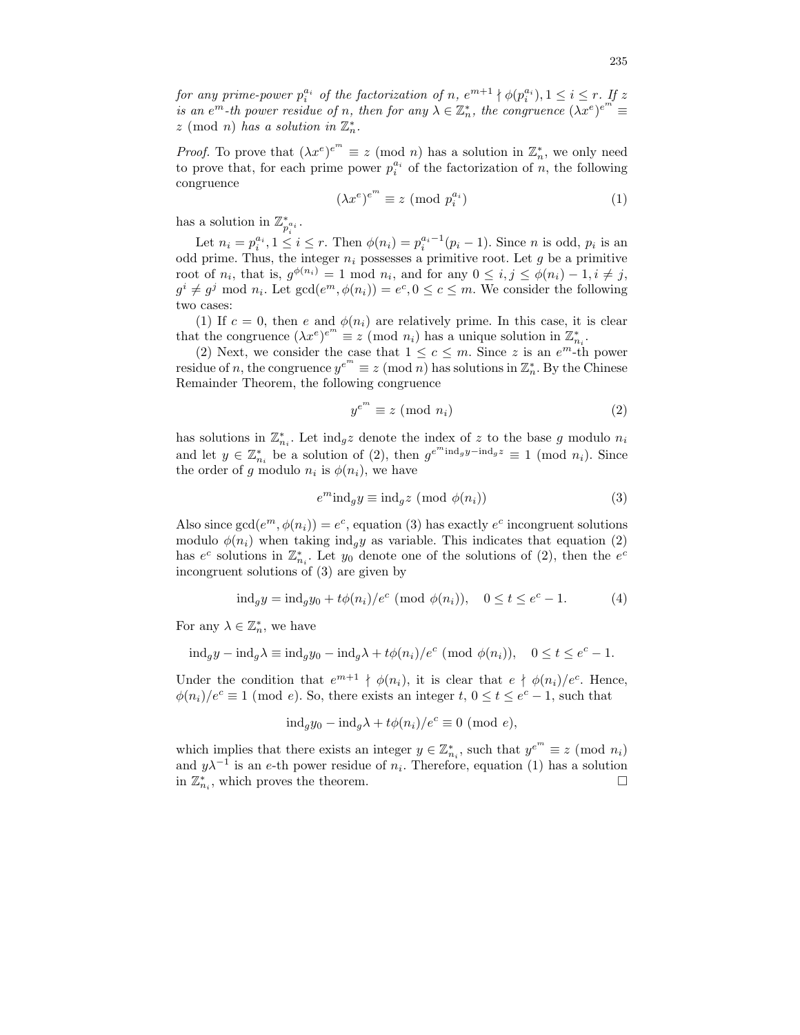*for any prime-power $p_i^{a_i}$ of the factorization of $n$, $e^{m+1} \nmid \phi(p_i^{a_i}), 1 \leq i \leq r$. If $z$ is an $e^m$-th power residue of $n$, then for any $\lambda \in \mathbb{Z}_n^*$, the congruence $(\lambda x^e)^{e^m} \equiv z \pmod{n}$ has a solution in $\mathbb{Z}_n^*$.*

*Proof.* To prove that $(\lambda x^e)^{e^m} \equiv z \pmod{n}$ has a solution in $\mathbb{Z}_n^*$, we only need to prove that, for each prime power $p_i^{a_i}$ of the factorization of $n$, the following congruence

$$(\lambda x^e)^{e^m} \equiv z \pmod{p_i^{a_i}} \tag{1}$$

has a solution in $\mathbb{Z}_{p_i^{a_i}}^*$.

Let $n_i = p_i^{a_i}, 1 \leq i \leq r$. Then $\phi(n_i) = p_i^{a_i - 1}(p_i - 1)$. Since $n$ is odd, $p_i$ is an odd prime. Thus, the integer $n_i$ possesses a primitive root. Let $g$ be a primitive root of $n_i$, that is, $g^{\phi(n_i)} = 1 \bmod n_i$, and for any $0 \leq i, j \leq \phi(n_i) - 1, i \neq j$, $g^i \neq g^j \bmod n_i$. Let $\gcd(e^m, \phi(n_i)) = e^c, 0 \leq c \leq m$. We consider the following two cases:

(1) If $c = 0$, then $e$ and $\phi(n_i)$ are relatively prime. In this case, it is clear that the congruence $(\lambda x^e)^{e^m} \equiv z \pmod{n_i}$ has a unique solution in $\mathbb{Z}_{n_i}^*$.

(2) Next, we consider the case that $1 \leq c \leq m$. Since $z$ is an $e^m$-th power residue of $n$, the congruence $y^{e^m} \equiv z \pmod{n}$ has solutions in $\mathbb{Z}_n^*$. By the Chinese Remainder Theorem, the following congruence

$$y^{e^m} \equiv z \pmod{n_i} \tag{2}$$

has solutions in $\mathbb{Z}_{n_i}^*$. Let $\text{ind}_g z$ denote the index of $z$ to the base $g$ modulo $n_i$ and let $y \in \mathbb{Z}_{n_i}^*$ be a solution of (2), then $g^{e^m \text{ind}_g y - \text{ind}_g z} \equiv 1 \pmod{n_i}$. Since the order of $g$ modulo $n_i$ is $\phi(n_i)$, we have

$$e^m \text{ind}_g y \equiv \text{ind}_g z \pmod{\phi(n_i)} \tag{3}$$

Also since $\gcd(e^m, \phi(n_i)) = e^c$, equation (3) has exactly $e^c$ incongruent solutions modulo $\phi(n_i)$ when taking $\text{ind}_g y$ as variable. This indicates that equation (2) has $e^c$ solutions in $\mathbb{Z}_{n_i}^*$. Let $y_0$ denote one of the solutions of (2), then the $e^c$ incongruent solutions of (3) are given by

$$\text{ind}_g y = \text{ind}_g y_0 + t\phi(n_i)/e^c \pmod{\phi(n_i)}, \quad 0 \leq t \leq e^c - 1. \tag{4}$$

For any $\lambda \in \mathbb{Z}_n^*$, we have

$$\text{ind}_g y - \text{ind}_g \lambda \equiv \text{ind}_g y_0 - \text{ind}_g \lambda + t\phi(n_i)/e^c \pmod{\phi(n_i)}, \quad 0 \leq t \leq e^c - 1.$$

Under the condition that $e^{m+1} \nmid \phi(n_i)$, it is clear that $e \nmid \phi(n_i)/e^c$. Hence, $\phi(n_i)/e^c \equiv 1 \pmod{e}$. So, there exists an integer $t$, $0 \leq t \leq e^c - 1$, such that

$$\text{ind}_g y_0 - \text{ind}_g \lambda + t\phi(n_i)/e^c \equiv 0 \pmod{e},$$

which implies that there exists an integer $y \in \mathbb{Z}_{n_i}^*$, such that $y^{e^m} \equiv z \pmod{n_i}$ and $y\lambda^{-1}$ is an $e$-th power residue of $n_i$. Therefore, equation (1) has a solution in $\mathbb{Z}_{n_i}^*$, which proves the theorem. □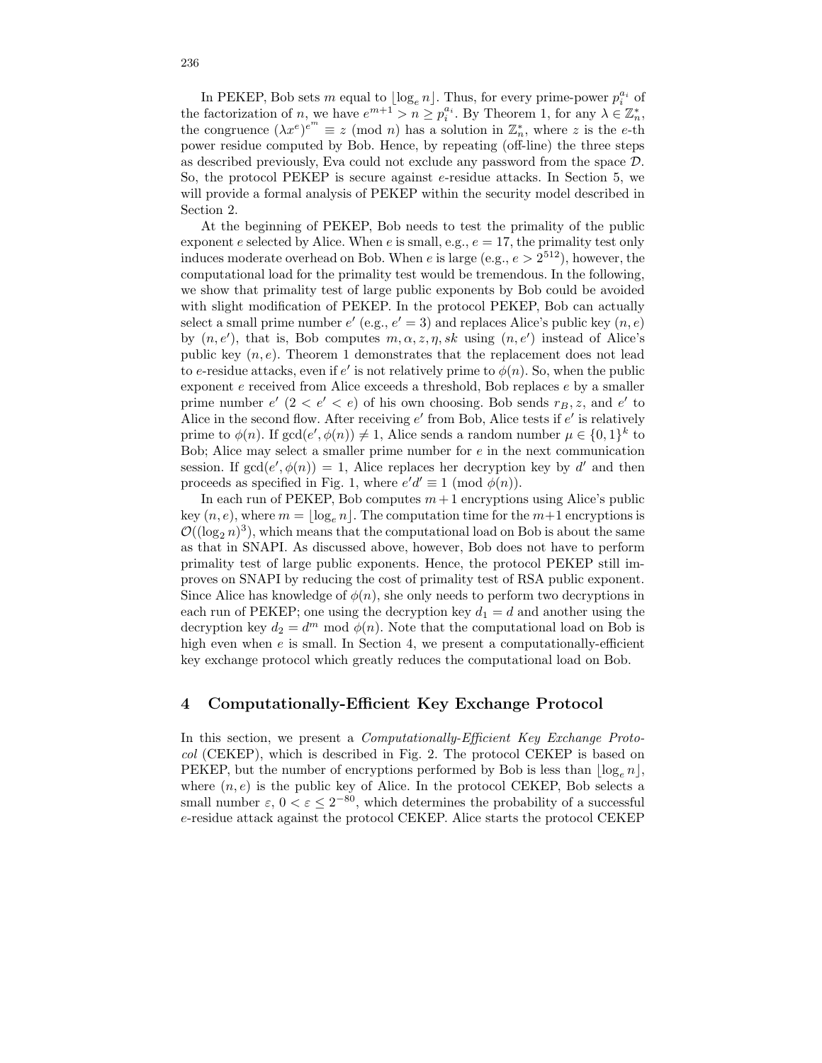In PEKEP, Bob sets $m$ equal to $\lfloor \log_e n \rfloor$. Thus, for every prime-power $p_i^{a_i}$ of the factorization of $n$, we have $e^{m+1} > n \geq p_i^{a_i}$. By Theorem 1, for any $\lambda \in \mathbb{Z}_n^*$, the congruence $(\lambda x^e)^{e^m} \equiv z \pmod{n}$ has a solution in $\mathbb{Z}_n^*$, where $z$ is the $e$-th power residue computed by Bob. Hence, by repeating (off-line) the three steps as described previously, Eva could not exclude any password from the space $\mathcal{D}$. So, the protocol PEKEP is secure against $e$-residue attacks. In Section 5, we will provide a formal analysis of PEKEP within the security model described in Section 2.

At the beginning of PEKEP, Bob needs to test the primality of the public exponent $e$ selected by Alice. When $e$ is small, e.g., $e = 17$, the primality test only induces moderate overhead on Bob. When $e$ is large (e.g., $e > 2^{512}$), however, the computational load for the primality test would be tremendous. In the following, we show that primality test of large public exponents by Bob could be avoided with slight modification of PEKEP. In the protocol PEKEP, Bob can actually select a small prime number $e'$ (e.g., $e' = 3$) and replaces Alice's public key $(n, e)$ by $(n, e')$, that is, Bob computes $m, \alpha, z, \eta, sk$ using $(n, e')$ instead of Alice's public key $(n, e)$. Theorem 1 demonstrates that the replacement does not lead to $e$-residue attacks, even if $e'$ is not relatively prime to $\phi(n)$. So, when the public exponent $e$ received from Alice exceeds a threshold, Bob replaces $e$ by a smaller prime number $e'$ $(2 < e' < e)$ of his own choosing. Bob sends $r_B, z$, and $e'$ to Alice in the second flow. After receiving $e'$ from Bob, Alice tests if $e'$ is relatively prime to $\phi(n)$. If $\gcd(e', \phi(n)) \neq 1$, Alice sends a random number $\mu \in \{0,1\}^k$ to Bob; Alice may select a smaller prime number for $e$ in the next communication session. If $\gcd(e', \phi(n)) = 1$, Alice replaces her decryption key by $d'$ and then proceeds as specified in Fig. 1, where $e'd' \equiv 1 \pmod{\phi(n)}$.

In each run of PEKEP, Bob computes $m+1$ encryptions using Alice's public key $(n, e)$, where $m = \lfloor \log_e n \rfloor$. The computation time for the $m+1$ encryptions is $\mathcal{O}((\log_2 n)^3)$, which means that the computational load on Bob is about the same as that in SNAPI. As discussed above, however, Bob does not have to perform primality test of large public exponents. Hence, the protocol PEKEP still improves on SNAPI by reducing the cost of primality test of RSA public exponent. Since Alice has knowledge of $\phi(n)$, she only needs to perform two decryptions in each run of PEKEP; one using the decryption key $d_1 = d$ and another using the decryption key $d_2 = d^m \bmod \phi(n)$. Note that the computational load on Bob is high even when $e$ is small. In Section 4, we present a computationally-efficient key exchange protocol which greatly reduces the computational load on Bob.

## 4 Computationally-Efficient Key Exchange Protocol

In this section, we present a *Computationally-Efficient Key Exchange Protocol* (CEKEP), which is described in Fig. 2. The protocol CEKEP is based on PEKEP, but the number of encryptions performed by Bob is less than $\lfloor \log_e n \rfloor$, where $(n, e)$ is the public key of Alice. In the protocol CEKEP, Bob selects a small number $\varepsilon$, $0 < \varepsilon \leq 2^{-80}$, which determines the probability of a successful $e$-residue attack against the protocol CEKEP. Alice starts the protocol CEKEP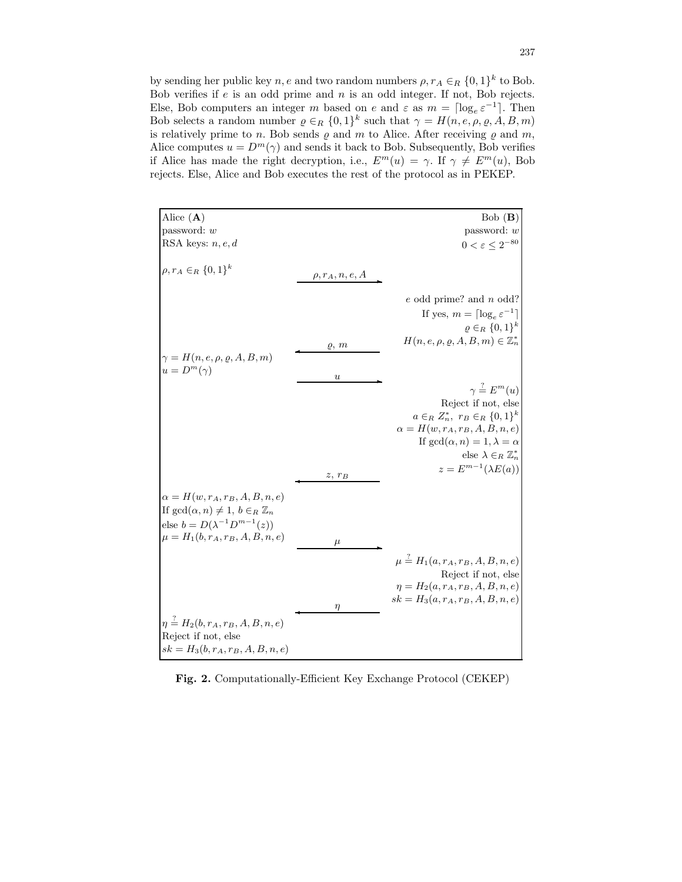by sending her public key $n, e$ and two random numbers $\rho, r_A \in_R \{0,1\}^k$ to Bob. Bob verifies if $e$ is an odd prime and $n$ is an odd integer. If not, Bob rejects. Else, Bob computers an integer $m$ based on $e$ and $\varepsilon$ as $m = \lceil \log_e \varepsilon^{-1} \rceil$. Then Bob selects a random number $\varrho \in_R \{0,1\}^k$ such that $\gamma = H(n, e, \rho, \varrho, A, B, m)$ is relatively prime to $n$. Bob sends $\varrho$ and $m$ to Alice. After receiving $\varrho$ and $m$, Alice computes $u = D^m(\gamma)$ and sends it back to Bob. Subsequently, Bob verifies if Alice has made the right decryption, i.e., $E^m(u) = \gamma$. If $\gamma \neq E^m(u)$, Bob rejects. Else, Alice and Bob executes the rest of the protocol as in PEKEP.

| Alice (**A**) | | Bob (**B**) |
|---|---|---|
| password: $w$ | | password: $w$ |
| RSA keys: $n, e, d$ | | $0 < \varepsilon \leq 2^{-80}$ |
| $\rho, r_A \in_R \{0,1\}^k$ | $\xrightarrow{\rho, r_A, n, e, A}$ | |
| | | $e$ odd prime? and $n$ odd? |
| | | If yes, $m = \lceil \log_e \varepsilon^{-1} \rceil$ |
| | | $\varrho \in_R \{0,1\}^k$ |
| | $\xleftarrow{\varrho,\ m}$ | $H(n, e, \rho, \varrho, A, B, m) \in \mathbb{Z}_n^*$ |
| $\gamma = H(n, e, \rho, \varrho, A, B, m)$ | | |
| $u = D^m(\gamma)$ | $\xrightarrow{u}$ | |
| | | $\gamma \stackrel{?}{=} E^m(u)$ |
| | | Reject if not, else |
| | | $a \in_R Z_n^*,\ r_B \in_R \{0,1\}^k$ |
| | | $\alpha = H(w, r_A, r_B, A, B, n, e)$ |
| | | If $\gcd(\alpha, n) = 1, \lambda = \alpha$ |
| | | else $\lambda \in_R \mathbb{Z}_n^*$ |
| | $\xleftarrow{z,\ r_B}$ | $z = E^{m-1}(\lambda E(a))$ |
| $\alpha = H(w, r_A, r_B, A, B, n, e)$ | | |
| If $\gcd(\alpha, n) \neq 1,\ b \in_R \mathbb{Z}_n$ | | |
| else $b = D(\lambda^{-1} D^{m-1}(z))$ | | |
| $\mu = H_1(b, r_A, r_B, A, B, n, e)$ | $\xrightarrow{\mu}$ | |
| | | $\mu \stackrel{?}{=} H_1(a, r_A, r_B, A, B, n, e)$ |
| | | Reject if not, else |
| | | $\eta = H_2(a, r_A, r_B, A, B, n, e)$ |
| | $\xleftarrow{\eta}$ | $sk = H_3(a, r_A, r_B, A, B, n, e)$ |
| $\eta \stackrel{?}{=} H_2(b, r_A, r_B, A, B, n, e)$ | | |
| Reject if not, else | | |
| $sk = H_3(b, r_A, r_B, A, B, n, e)$ | | |

**Fig. 2.** Computationally-Efficient Key Exchange Protocol (CEKEP)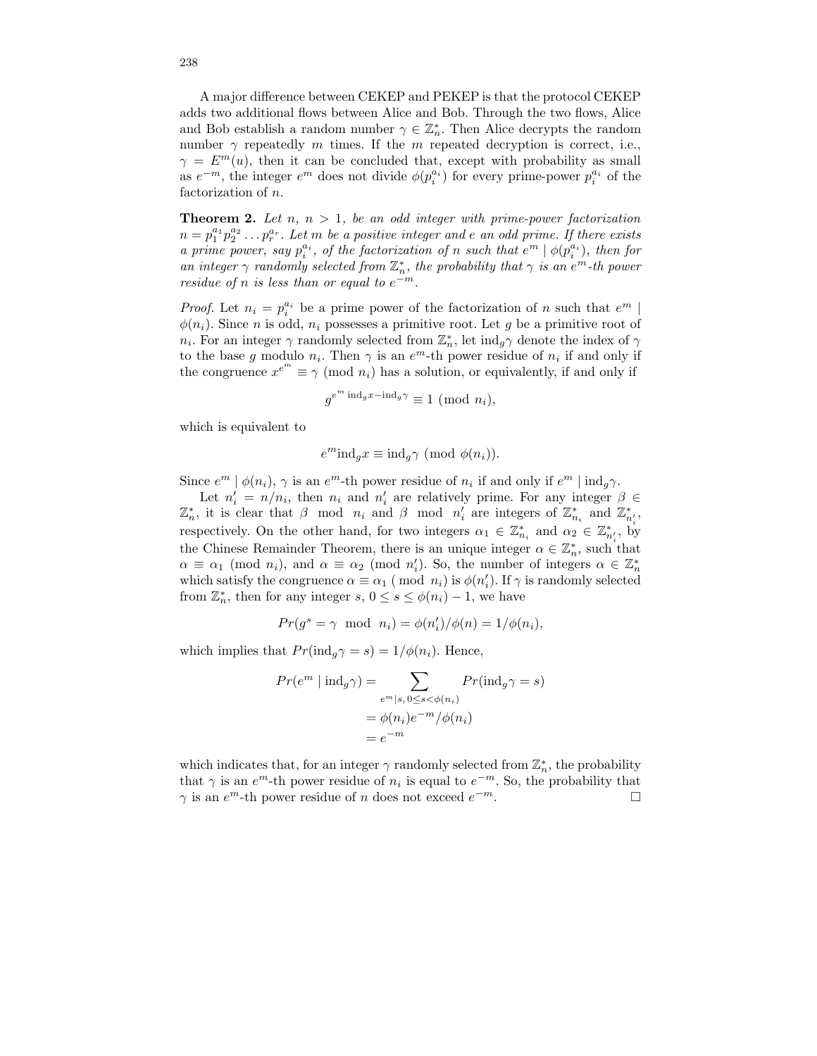A major difference between CEKEP and PEKEP is that the protocol CEKEP adds two additional flows between Alice and Bob. Through the two flows, Alice and Bob establish a random number $\gamma \in \mathbb{Z}_n^*$. Then Alice decrypts the random number $\gamma$ repeatedly $m$ times. If the $m$ repeated decryption is correct, i.e., $\gamma = E^m(u)$, then it can be concluded that, except with probability as small as $e^{-m}$, the integer $e^m$ does not divide $\phi(p_i^{a_i})$ for every prime-power $p_i^{a_i}$ of the factorization of $n$.

**Theorem 2.** *Let $n$, $n > 1$, be an odd integer with prime-power factorization $n = p_1^{a_1} p_2^{a_2} \dots p_r^{a_r}$. Let $m$ be a positive integer and $e$ an odd prime. If there exists a prime power, say $p_i^{a_i}$, of the factorization of $n$ such that $e^m \mid \phi(p_i^{a_i})$, then for an integer $\gamma$ randomly selected from $\mathbb{Z}_n^*$, the probability that $\gamma$ is an $e^m$-th power residue of $n$ is less than or equal to $e^{-m}$.*

*Proof.* Let $n_i = p_i^{a_i}$ be a prime power of the factorization of $n$ such that $e^m \mid \phi(n_i)$. Since $n$ is odd, $n_i$ possesses a primitive root. Let $g$ be a primitive root of $n_i$. For an integer $\gamma$ randomly selected from $\mathbb{Z}_n^*$, let $\text{ind}_g\gamma$ denote the index of $\gamma$ to the base $g$ modulo $n_i$. Then $\gamma$ is an $e^m$-th power residue of $n_i$ if and only if the congruence $x^{e^m} \equiv \gamma \pmod{n_i}$ has a solution, or equivalently, if and only if

$$g^{e^m \text{ind}_g x - \text{ind}_g \gamma} \equiv 1 \pmod{n_i},$$

which is equivalent to

$$e^m \text{ind}_g x \equiv \text{ind}_g \gamma \pmod{\phi(n_i)}.$$

Since $e^m \mid \phi(n_i)$, $\gamma$ is an $e^m$-th power residue of $n_i$ if and only if $e^m \mid \text{ind}_g\gamma$.

Let $n_i' = n/n_i$, then $n_i$ and $n_i'$ are relatively prime. For any integer $\beta \in \mathbb{Z}_n^*$, it is clear that $\beta \mod n_i$ and $\beta \mod n_i'$ are integers of $\mathbb{Z}_{n_i}^*$ and $\mathbb{Z}_{n_i'}^*$, respectively. On the other hand, for two integers $\alpha_1 \in \mathbb{Z}_{n_i}^*$ and $\alpha_2 \in \mathbb{Z}_{n_i'}^*$, by the Chinese Remainder Theorem, there is an unique integer $\alpha \in \mathbb{Z}_n^*$, such that $\alpha \equiv \alpha_1 \pmod{n_i}$, and $\alpha \equiv \alpha_2 \pmod{n_i'}$. So, the number of integers $\alpha \in \mathbb{Z}_n^*$ which satisfy the congruence $\alpha \equiv \alpha_1 \pmod{n_i}$ is $\phi(n_i')$. If $\gamma$ is randomly selected from $\mathbb{Z}_n^*$, then for any integer $s$, $0 \le s \le \phi(n_i) - 1$, we have

$$Pr(g^s = \gamma \mod n_i) = \phi(n_i')/\phi(n) = 1/\phi(n_i),$$

which implies that $Pr(\text{ind}_g\gamma = s) = 1/\phi(n_i)$. Hence,

$$\begin{aligned} Pr(e^m \mid \text{ind}_g\gamma) &= \sum_{e^m \mid s,\, 0 \le s < \phi(n_i)} Pr(\text{ind}_g\gamma = s) \\ &= \phi(n_i)e^{-m}/\phi(n_i) \\ &= e^{-m} \end{aligned}$$

which indicates that, for an integer $\gamma$ randomly selected from $\mathbb{Z}_n^*$, the probability that $\gamma$ is an $e^m$-th power residue of $n_i$ is equal to $e^{-m}$. So, the probability that $\gamma$ is an $e^m$-th power residue of $n$ does not exceed $e^{-m}$. □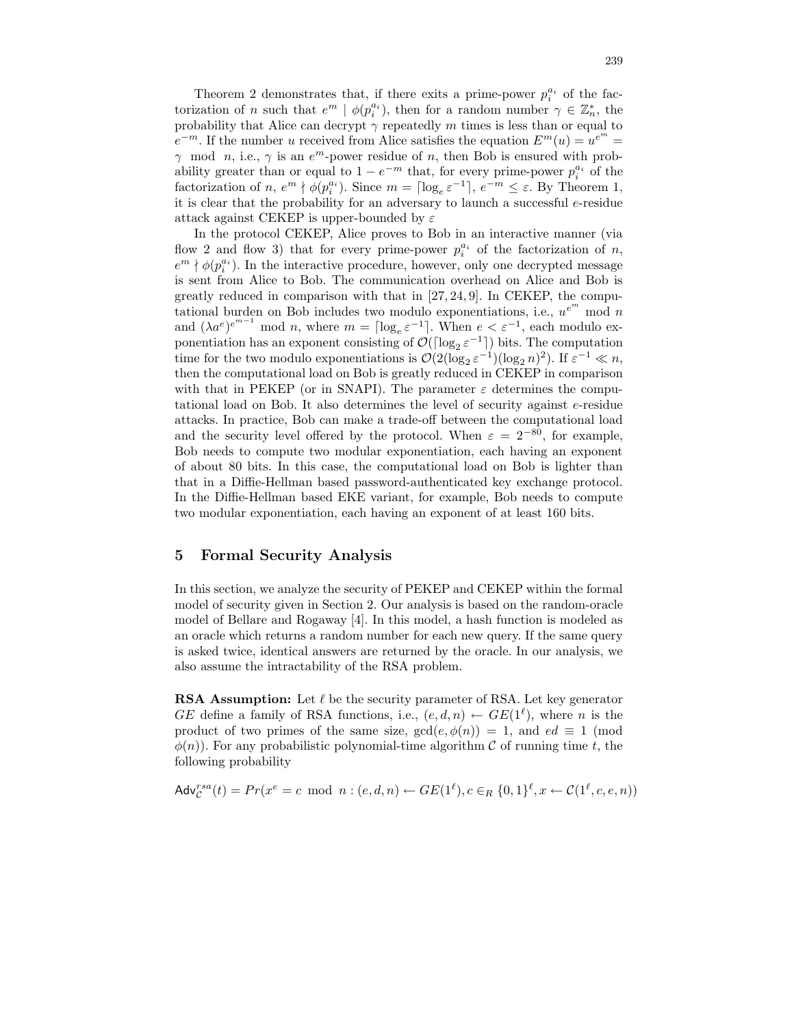Theorem 2 demonstrates that, if there exits a prime-power $p_i^{a_i}$ of the factorization of $n$ such that $e^m \mid \phi(p_i^{a_i})$, then for a random number $\gamma \in \mathbb{Z}_n^*$, the probability that Alice can decrypt $\gamma$ repeatedly $m$ times is less than or equal to $e^{-m}$. If the number $u$ received from Alice satisfies the equation $E^m(u) = u^{e^m} = \gamma \mod n$, i.e., $\gamma$ is an $e^m$-power residue of $n$, then Bob is ensured with probability greater than or equal to $1 - e^{-m}$ that, for every prime-power $p_i^{a_i}$ of the factorization of $n$, $e^m \nmid \phi(p_i^{a_i})$. Since $m = \lceil \log_e \varepsilon^{-1} \rceil$, $e^{-m} \leq \varepsilon$. By Theorem 1, it is clear that the probability for an adversary to launch a successful $e$-residue attack against CEKEP is upper-bounded by $\varepsilon$

In the protocol CEKEP, Alice proves to Bob in an interactive manner (via flow 2 and flow 3) that for every prime-power $p_i^{a_i}$ of the factorization of $n$, $e^m \nmid \phi(p_i^{a_i})$. In the interactive procedure, however, only one decrypted message is sent from Alice to Bob. The communication overhead on Alice and Bob is greatly reduced in comparison with that in [27, 24, 9]. In CEKEP, the computational burden on Bob includes two modulo exponentiations, i.e., $u^{e^m} \mod n$ and $(\lambda a^e)^{e^{m-1}} \mod n$, where $m = \lceil \log_e \varepsilon^{-1} \rceil$. When $e < \varepsilon^{-1}$, each modulo exponentiation has an exponent consisting of $\mathcal{O}(\lceil \log_2 \varepsilon^{-1} \rceil)$ bits. The computation time for the two modulo exponentiations is $\mathcal{O}(2(\log_2 \varepsilon^{-1})(\log_2 n)^2)$. If $\varepsilon^{-1} \ll n$, then the computational load on Bob is greatly reduced in CEKEP in comparison with that in PEKEP (or in SNAPI). The parameter $\varepsilon$ determines the computational load on Bob. It also determines the level of security against $e$-residue attacks. In practice, Bob can make a trade-off between the computational load and the security level offered by the protocol. When $\varepsilon = 2^{-80}$, for example, Bob needs to compute two modular exponentiation, each having an exponent of about 80 bits. In this case, the computational load on Bob is lighter than that in a Diffie-Hellman based password-authenticated key exchange protocol. In the Diffie-Hellman based EKE variant, for example, Bob needs to compute two modular exponentiation, each having an exponent of at least 160 bits.

## 5 Formal Security Analysis

In this section, we analyze the security of PEKEP and CEKEP within the formal model of security given in Section 2. Our analysis is based on the random-oracle model of Bellare and Rogaway [4]. In this model, a hash function is modeled as an oracle which returns a random number for each new query. If the same query is asked twice, identical answers are returned by the oracle. In our analysis, we also assume the intractability of the RSA problem.

**RSA Assumption:** Let $\ell$ be the security parameter of RSA. Let key generator $GE$ define a family of RSA functions, i.e., $(e, d, n) \leftarrow GE(1^\ell)$, where $n$ is the product of two primes of the same size, $\gcd(e, \phi(n)) = 1$, and $ed \equiv 1 \pmod{\phi(n)}$. For any probabilistic polynomial-time algorithm $\mathcal{C}$ of running time $t$, the following probability

$$\mathsf{Adv}_{\mathcal{C}}^{rsa}(t) = Pr(x^e = c \mod n : (e, d, n) \leftarrow GE(1^\ell), c \in_R \{0,1\}^\ell, x \leftarrow \mathcal{C}(1^\ell, c, e, n))$$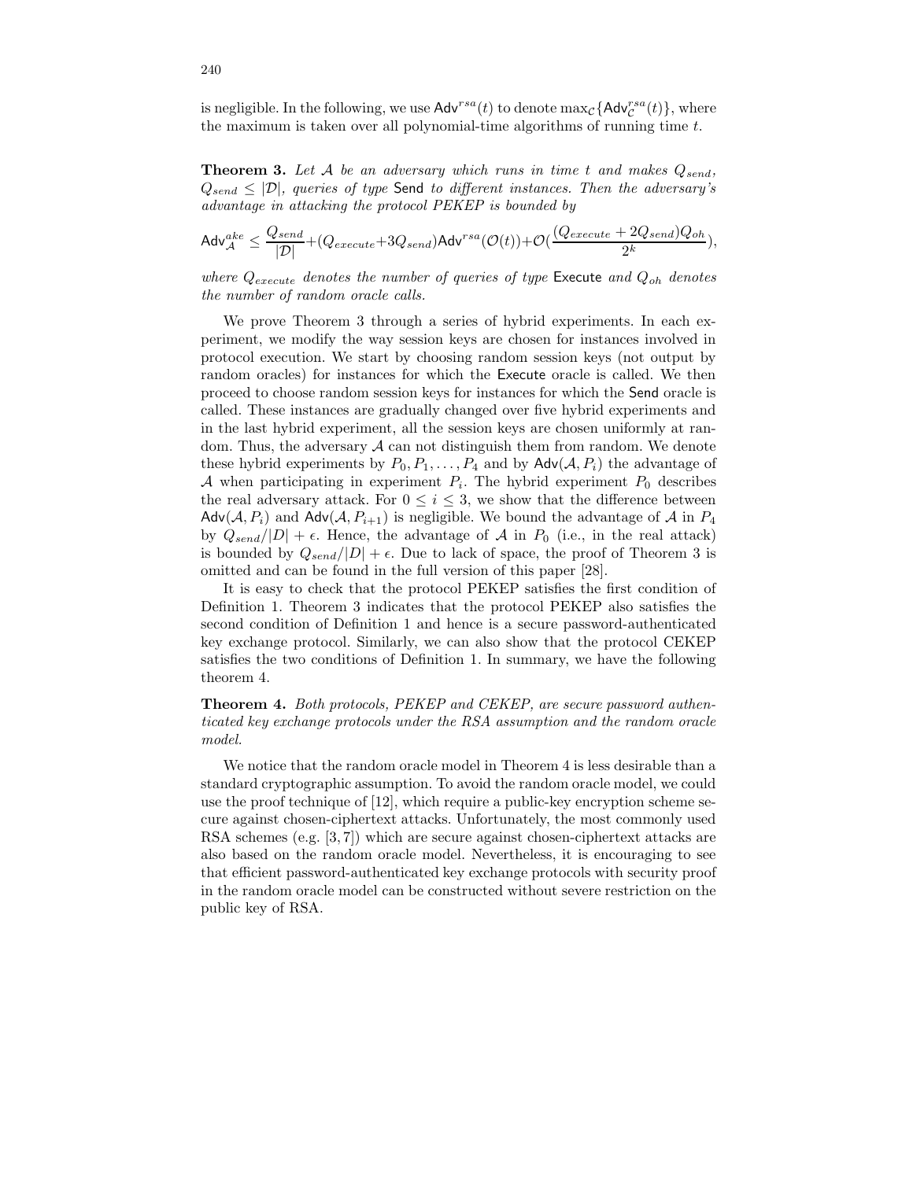is negligible. In the following, we use $\mathsf{Adv}^{rsa}(t)$ to denote $\max_{\mathcal{C}}\{\mathsf{Adv}^{rsa}_{\mathcal{C}}(t)\}$, where the maximum is taken over all polynomial-time algorithms of running time $t$.

**Theorem 3.** *Let $\mathcal{A}$ be an adversary which runs in time $t$ and makes $Q_{send}$, $Q_{send} \leq |\mathcal{D}|$, queries of type* Send *to different instances. Then the adversary's advantage in attacking the protocol PEKEP is bounded by*

$$\mathsf{Adv}^{ake}_{\mathcal{A}} \leq \frac{Q_{send}}{|\mathcal{D}|} + (Q_{execute} + 3Q_{send})\mathsf{Adv}^{rsa}(\mathcal{O}(t)) + \mathcal{O}(\frac{(Q_{execute} + 2Q_{send})Q_{oh}}{2^k}),$$

*where $Q_{execute}$ denotes the number of queries of type* Execute *and $Q_{oh}$ denotes the number of random oracle calls.*

We prove Theorem 3 through a series of hybrid experiments. In each experiment, we modify the way session keys are chosen for instances involved in protocol execution. We start by choosing random session keys (not output by random oracles) for instances for which the Execute oracle is called. We then proceed to choose random session keys for instances for which the Send oracle is called. These instances are gradually changed over five hybrid experiments and in the last hybrid experiment, all the session keys are chosen uniformly at random. Thus, the adversary $\mathcal{A}$ can not distinguish them from random. We denote these hybrid experiments by $P_0, P_1, \ldots, P_4$ and by $\mathsf{Adv}(\mathcal{A}, P_i)$ the advantage of $\mathcal{A}$ when participating in experiment $P_i$. The hybrid experiment $P_0$ describes the real adversary attack. For $0 \leq i \leq 3$, we show that the difference between $\mathsf{Adv}(\mathcal{A}, P_i)$ and $\mathsf{Adv}(\mathcal{A}, P_{i+1})$ is negligible. We bound the advantage of $\mathcal{A}$ in $P_4$ by $Q_{send}/|D| + \epsilon$. Hence, the advantage of $\mathcal{A}$ in $P_0$ (i.e., in the real attack) is bounded by $Q_{send}/|D| + \epsilon$. Due to lack of space, the proof of Theorem 3 is omitted and can be found in the full version of this paper [28].

It is easy to check that the protocol PEKEP satisfies the first condition of Definition 1. Theorem 3 indicates that the protocol PEKEP also satisfies the second condition of Definition 1 and hence is a secure password-authenticated key exchange protocol. Similarly, we can also show that the protocol CEKEP satisfies the two conditions of Definition 1. In summary, we have the following theorem 4.

**Theorem 4.** *Both protocols, PEKEP and CEKEP, are secure password authenticated key exchange protocols under the RSA assumption and the random oracle model.*

We notice that the random oracle model in Theorem 4 is less desirable than a standard cryptographic assumption. To avoid the random oracle model, we could use the proof technique of [12], which require a public-key encryption scheme secure against chosen-ciphertext attacks. Unfortunately, the most commonly used RSA schemes (e.g. [3, 7]) which are secure against chosen-ciphertext attacks are also based on the random oracle model. Nevertheless, it is encouraging to see that efficient password-authenticated key exchange protocols with security proof in the random oracle model can be constructed without severe restriction on the public key of RSA.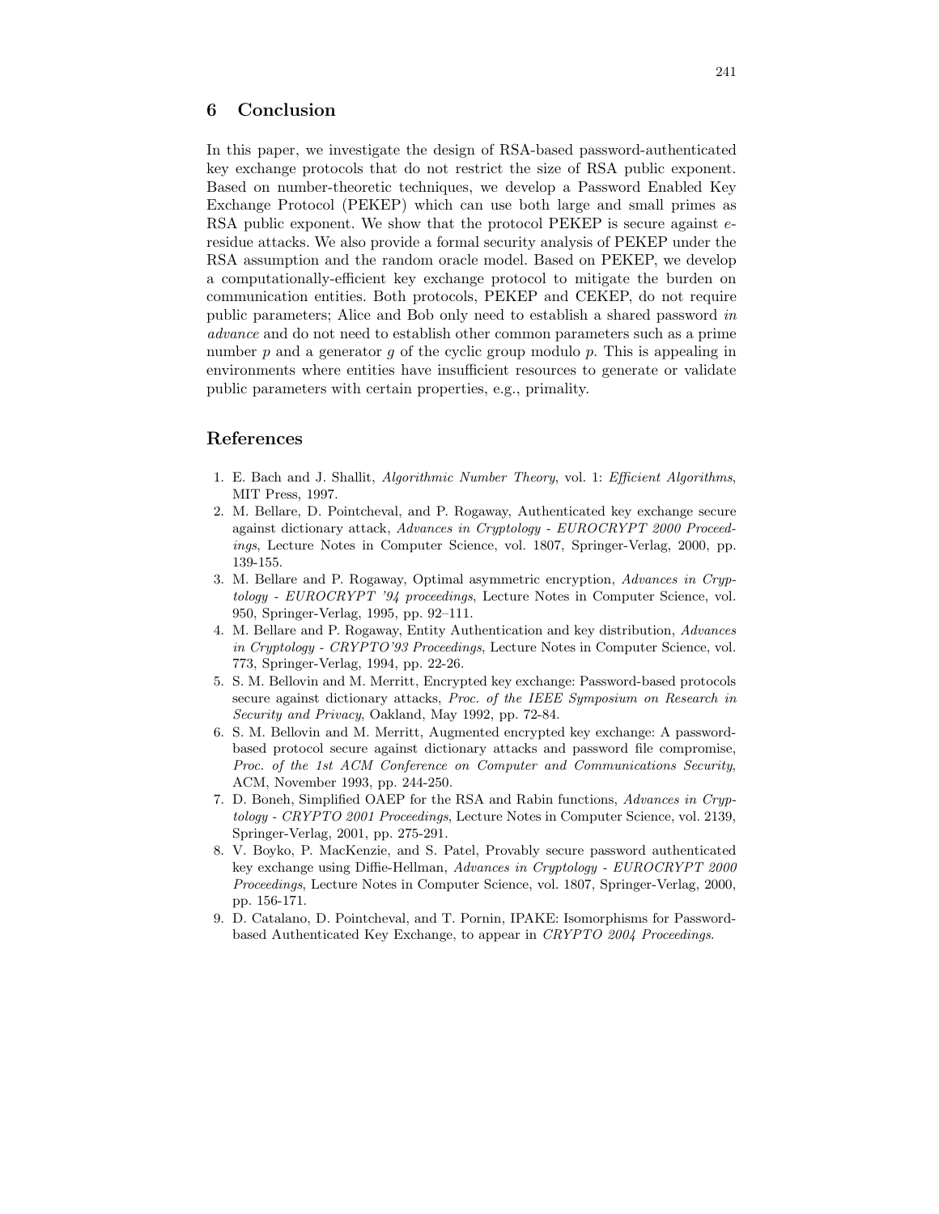## 6 Conclusion

In this paper, we investigate the design of RSA-based password-authenticated key exchange protocols that do not restrict the size of RSA public exponent. Based on number-theoretic techniques, we develop a Password Enabled Key Exchange Protocol (PEKEP) which can use both large and small primes as RSA public exponent. We show that the protocol PEKEP is secure against $e$-residue attacks. We also provide a formal security analysis of PEKEP under the RSA assumption and the random oracle model. Based on PEKEP, we develop a computationally-efficient key exchange protocol to mitigate the burden on communication entities. Both protocols, PEKEP and CEKEP, do not require public parameters; Alice and Bob only need to establish a shared password *in advance* and do not need to establish other common parameters such as a prime number $p$ and a generator $g$ of the cyclic group modulo $p$. This is appealing in environments where entities have insufficient resources to generate or validate public parameters with certain properties, e.g., primality.

## References

1. E. Bach and J. Shallit, *Algorithmic Number Theory*, vol. 1: *Efficient Algorithms*, MIT Press, 1997.
2. M. Bellare, D. Pointcheval, and P. Rogaway, Authenticated key exchange secure against dictionary attack, *Advances in Cryptology - EUROCRYPT 2000 Proceedings*, Lecture Notes in Computer Science, vol. 1807, Springer-Verlag, 2000, pp. 139-155.
3. M. Bellare and P. Rogaway, Optimal asymmetric encryption, *Advances in Cryptology - EUROCRYPT '94 proceedings*, Lecture Notes in Computer Science, vol. 950, Springer-Verlag, 1995, pp. 92–111.
4. M. Bellare and P. Rogaway, Entity Authentication and key distribution, *Advances in Cryptology - CRYPTO'93 Proceedings*, Lecture Notes in Computer Science, vol. 773, Springer-Verlag, 1994, pp. 22-26.
5. S. M. Bellovin and M. Merritt, Encrypted key exchange: Password-based protocols secure against dictionary attacks, *Proc. of the IEEE Symposium on Research in Security and Privacy*, Oakland, May 1992, pp. 72-84.
6. S. M. Bellovin and M. Merritt, Augmented encrypted key exchange: A password-based protocol secure against dictionary attacks and password file compromise, *Proc. of the 1st ACM Conference on Computer and Communications Security*, ACM, November 1993, pp. 244-250.
7. D. Boneh, Simplified OAEP for the RSA and Rabin functions, *Advances in Cryptology - CRYPTO 2001 Proceedings*, Lecture Notes in Computer Science, vol. 2139, Springer-Verlag, 2001, pp. 275-291.
8. V. Boyko, P. MacKenzie, and S. Patel, Provably secure password authenticated key exchange using Diffie-Hellman, *Advances in Cryptology - EUROCRYPT 2000 Proceedings*, Lecture Notes in Computer Science, vol. 1807, Springer-Verlag, 2000, pp. 156-171.
9. D. Catalano, D. Pointcheval, and T. Pornin, IPAKE: Isomorphisms for Password-based Authenticated Key Exchange, to appear in *CRYPTO 2004 Proceedings*.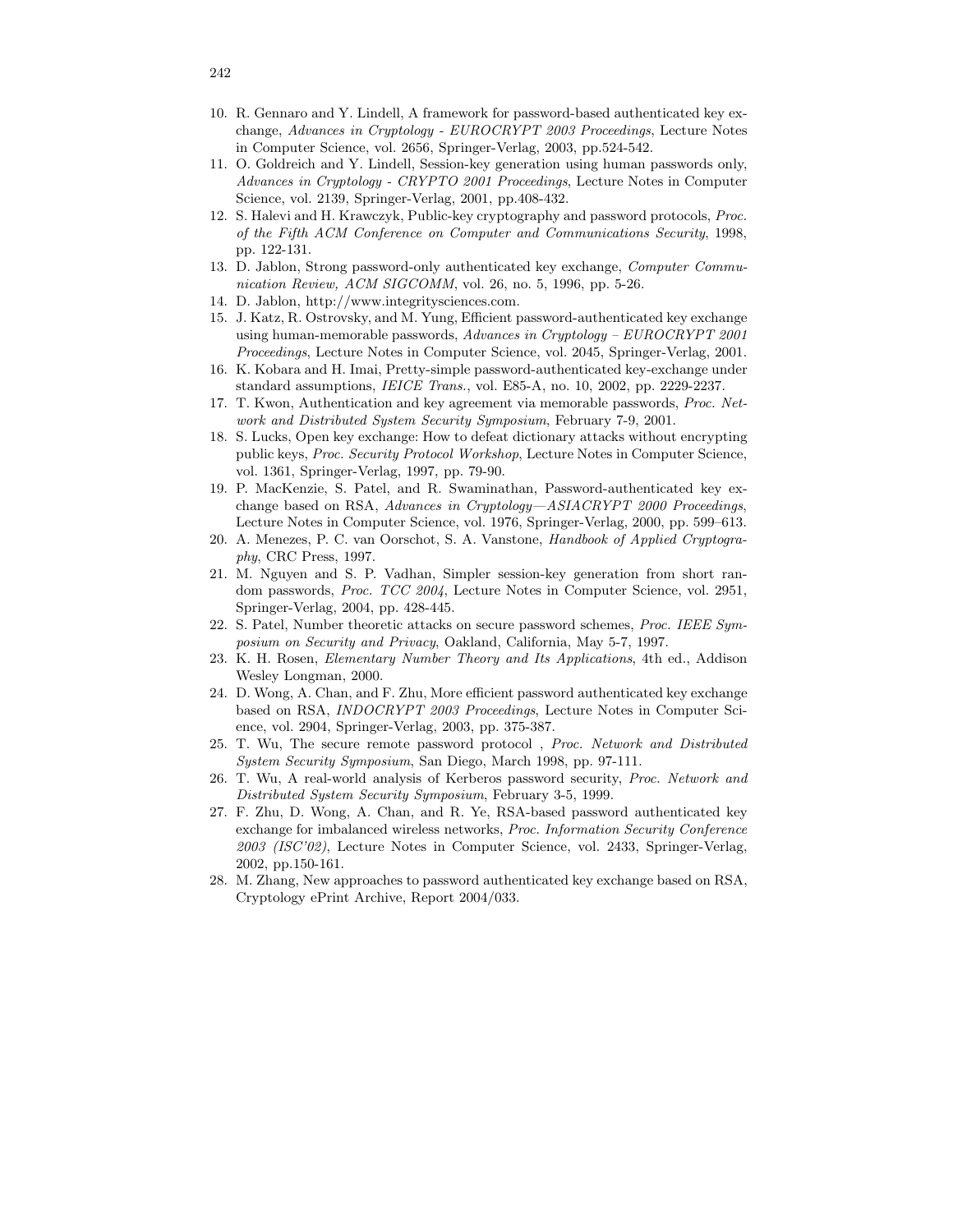10. R. Gennaro and Y. Lindell, A framework for password-based authenticated key exchange, *Advances in Cryptology - EUROCRYPT 2003 Proceedings*, Lecture Notes in Computer Science, vol. 2656, Springer-Verlag, 2003, pp.524-542.
11. O. Goldreich and Y. Lindell, Session-key generation using human passwords only, *Advances in Cryptology - CRYPTO 2001 Proceedings*, Lecture Notes in Computer Science, vol. 2139, Springer-Verlag, 2001, pp.408-432.
12. S. Halevi and H. Krawczyk, Public-key cryptography and password protocols, *Proc. of the Fifth ACM Conference on Computer and Communications Security*, 1998, pp. 122-131.
13. D. Jablon, Strong password-only authenticated key exchange, *Computer Communication Review, ACM SIGCOMM*, vol. 26, no. 5, 1996, pp. 5-26.
14. D. Jablon, http://www.integritysciences.com.
15. J. Katz, R. Ostrovsky, and M. Yung, Efficient password-authenticated key exchange using human-memorable passwords, *Advances in Cryptology – EUROCRYPT 2001 Proceedings*, Lecture Notes in Computer Science, vol. 2045, Springer-Verlag, 2001.
16. K. Kobara and H. Imai, Pretty-simple password-authenticated key-exchange under standard assumptions, *IEICE Trans.*, vol. E85-A, no. 10, 2002, pp. 2229-2237.
17. T. Kwon, Authentication and key agreement via memorable passwords, *Proc. Network and Distributed System Security Symposium*, February 7-9, 2001.
18. S. Lucks, Open key exchange: How to defeat dictionary attacks without encrypting public keys, *Proc. Security Protocol Workshop*, Lecture Notes in Computer Science, vol. 1361, Springer-Verlag, 1997, pp. 79-90.
19. P. MacKenzie, S. Patel, and R. Swaminathan, Password-authenticated key exchange based on RSA, *Advances in Cryptology—ASIACRYPT 2000 Proceedings*, Lecture Notes in Computer Science, vol. 1976, Springer-Verlag, 2000, pp. 599–613.
20. A. Menezes, P. C. van Oorschot, S. A. Vanstone, *Handbook of Applied Cryptography*, CRC Press, 1997.
21. M. Nguyen and S. P. Vadhan, Simpler session-key generation from short random passwords, *Proc. TCC 2004*, Lecture Notes in Computer Science, vol. 2951, Springer-Verlag, 2004, pp. 428-445.
22. S. Patel, Number theoretic attacks on secure password schemes, *Proc. IEEE Symposium on Security and Privacy*, Oakland, California, May 5-7, 1997.
23. K. H. Rosen, *Elementary Number Theory and Its Applications*, 4th ed., Addison Wesley Longman, 2000.
24. D. Wong, A. Chan, and F. Zhu, More efficient password authenticated key exchange based on RSA, *INDOCRYPT 2003 Proceedings*, Lecture Notes in Computer Science, vol. 2904, Springer-Verlag, 2003, pp. 375-387.
25. T. Wu, The secure remote password protocol , *Proc. Network and Distributed System Security Symposium*, San Diego, March 1998, pp. 97-111.
26. T. Wu, A real-world analysis of Kerberos password security, *Proc. Network and Distributed System Security Symposium*, February 3-5, 1999.
27. F. Zhu, D. Wong, A. Chan, and R. Ye, RSA-based password authenticated key exchange for imbalanced wireless networks, *Proc. Information Security Conference 2003 (ISC'02)*, Lecture Notes in Computer Science, vol. 2433, Springer-Verlag, 2002, pp.150-161.
28. M. Zhang, New approaches to password authenticated key exchange based on RSA, Cryptology ePrint Archive, Report 2004/033.